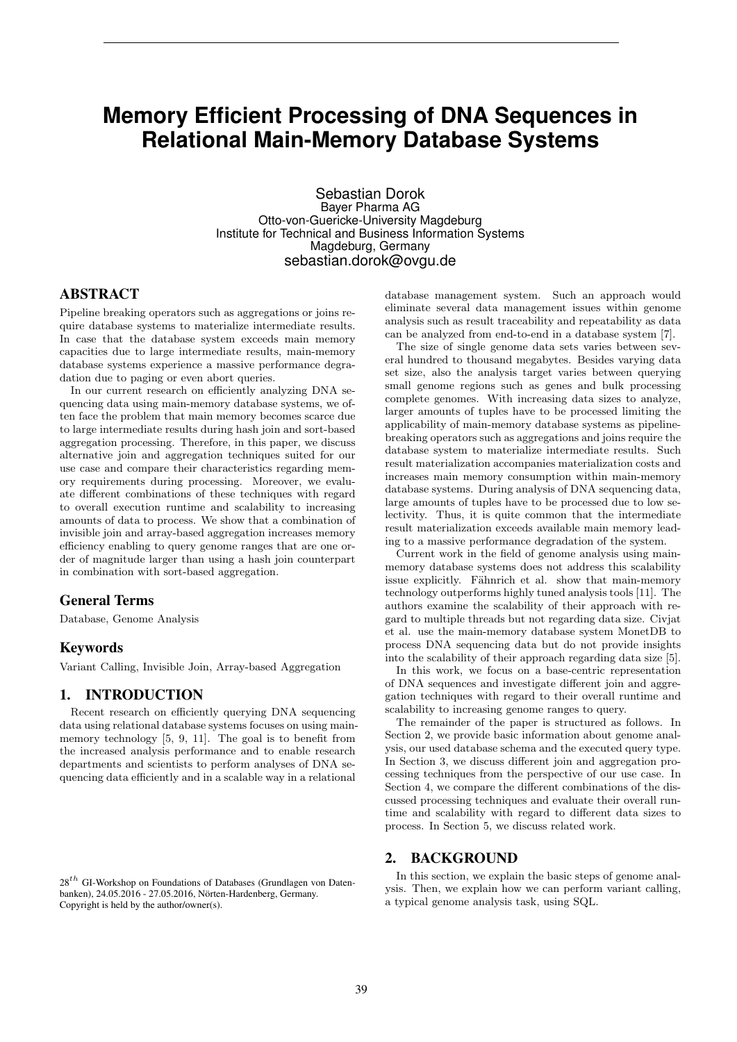# Memory Efficient Processing of DNA Sequences in Relational Main-Memory Database Systems

Sebastian Dorok
Bayer Pharma AG
Otto-von-Guericke-University Magdeburg
Institute for Technical and Business Information Systems
Magdeburg, Germany
sebastian.dorok@ovgu.de

## ABSTRACT

Pipeline breaking operators such as aggregations or joins require database systems to materialize intermediate results. In case that the database system exceeds main memory capacities due to large intermediate results, main-memory database systems experience a massive performance degradation due to paging or even abort queries.

In our current research on efficiently analyzing DNA sequencing data using main-memory database systems, we often face the problem that main memory becomes scarce due to large intermediate results during hash join and sort-based aggregation processing. Therefore, in this paper, we discuss alternative join and aggregation techniques suited for our use case and compare their characteristics regarding memory requirements during processing. Moreover, we evaluate different combinations of these techniques with regard to overall execution runtime and scalability to increasing amounts of data to process. We show that a combination of invisible join and array-based aggregation increases memory efficiency enabling to query genome ranges that are one order of magnitude larger than using a hash join counterpart in combination with sort-based aggregation.

## General Terms

Database, Genome Analysis

## Keywords

Variant Calling, Invisible Join, Array-based Aggregation

## 1. INTRODUCTION

Recent research on efficiently querying DNA sequencing data using relational database systems focuses on using main-memory technology [5, 9, 11]. The goal is to benefit from the increased analysis performance and to enable research departments and scientists to perform analyses of DNA sequencing data efficiently and in a scalable way in a relational database management system. Such an approach would eliminate several data management issues within genome analysis such as result traceability and repeatability as data can be analyzed from end-to-end in a database system [7].

The size of single genome data sets varies between several hundred to thousand megabytes. Besides varying data set size, also the analysis target varies between querying small genome regions such as genes and bulk processing complete genomes. With increasing data sizes to analyze, larger amounts of tuples have to be processed limiting the applicability of main-memory database systems as pipeline-breaking operators such as aggregations and joins require the database system to materialize intermediate results. Such result materialization accompanies materialization costs and increases main memory consumption within main-memory database systems. During analysis of DNA sequencing data, large amounts of tuples have to be processed due to low selectivity. Thus, it is quite common that the intermediate result materialization exceeds available main memory leading to a massive performance degradation of the system.

Current work in the field of genome analysis using main-memory database systems does not address this scalability issue explicitly. Fähnrich et al. show that main-memory technology outperforms highly tuned analysis tools [11]. The authors examine the scalability of their approach with regard to multiple threads but not regarding data size. Civjat et al. use the main-memory database system MonetDB to process DNA sequencing data but do not provide insights into the scalability of their approach regarding data size [5].

In this work, we focus on a base-centric representation of DNA sequences and investigate different join and aggregation techniques with regard to their overall runtime and scalability to increasing genome ranges to query.

The remainder of the paper is structured as follows. In Section 2, we provide basic information about genome analysis, our used database schema and the executed query type. In Section 3, we discuss different join and aggregation processing techniques from the perspective of our use case. In Section 4, we compare the different combinations of the discussed processing techniques and evaluate their overall runtime and scalability with regard to different data sizes to process. In Section 5, we discuss related work.

## 2. BACKGROUND

In this section, we explain the basic steps of genome analysis. Then, we explain how we can perform variant calling, a typical genome analysis task, using SQL.

28th GI-Workshop on Foundations of Databases (Grundlagen von Datenbanken), 24.05.2016 - 27.05.2016, Nörten-Hardenberg, Germany.
Copyright is held by the author/owner(s).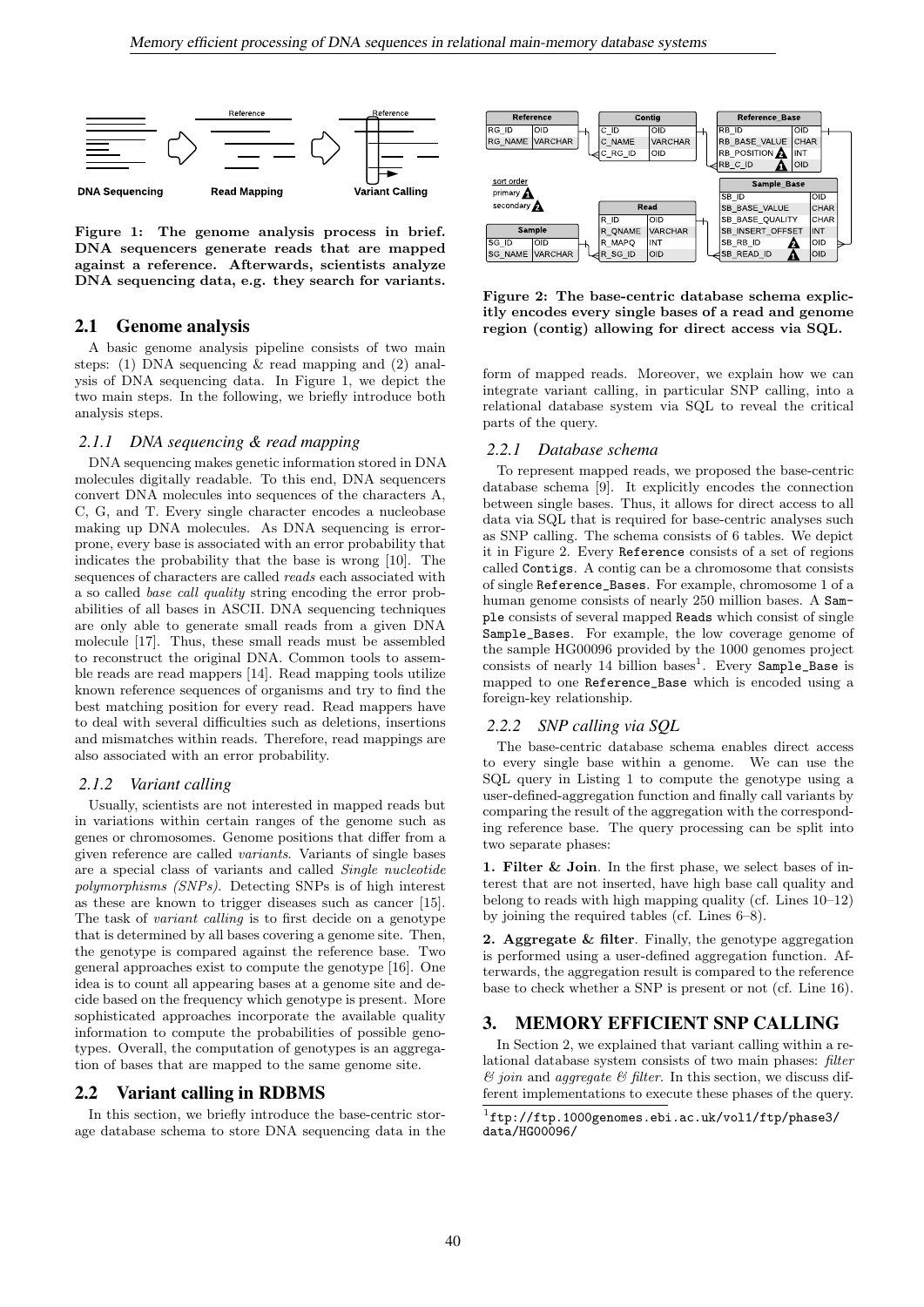**Figure 1: The genome analysis process in brief. DNA sequencers generate reads that are mapped against a reference. Afterwards, scientists analyze DNA sequencing data, e.g. they search for variants.**

## 2.1 Genome analysis

A basic genome analysis pipeline consists of two main steps: (1) DNA sequencing & read mapping and (2) analysis of DNA sequencing data. In Figure 1, we depict the two main steps. In the following, we briefly introduce both analysis steps.

### 2.1.1 DNA sequencing & read mapping

DNA sequencing makes genetic information stored in DNA molecules digitally readable. To this end, DNA sequencers convert DNA molecules into sequences of the characters A, C, G, and T. Every single character encodes a nucleobase making up DNA molecules. As DNA sequencing is error-prone, every base is associated with an error probability that indicates the probability that the base is wrong [10]. The sequences of characters are called *reads* each associated with a so called *base call quality* string encoding the error probabilities of all bases in ASCII. DNA sequencing techniques are only able to generate small reads from a given DNA molecule [17]. Thus, these small reads must be assembled to reconstruct the original DNA. Common tools to assemble reads are read mappers [14]. Read mapping tools utilize known reference sequences of organisms and try to find the best matching position for every read. Read mappers have to deal with several difficulties such as deletions, insertions and mismatches within reads. Therefore, read mappings are also associated with an error probability.

### 2.1.2 Variant calling

Usually, scientists are not interested in mapped reads but in variations within certain ranges of the genome such as genes or chromosomes. Genome positions that differ from a given reference are called *variants*. Variants of single bases are a special class of variants and called *Single nucleotide polymorphisms (SNPs)*. Detecting SNPs is of high interest as these are known to trigger diseases such as cancer [15]. The task of *variant calling* is to first decide on a genotype that is determined by all bases covering a genome site. Then, the genotype is compared against the reference base. Two general approaches exist to compute the genotype [16]. One idea is to count all appearing bases at a genome site and decide based on the frequency which genotype is present. More sophisticated approaches incorporate the available quality information to compute the probabilities of possible genotypes. Overall, the computation of genotypes is an aggregation of bases that are mapped to the same genome site.

## 2.2 Variant calling in RDBMS

In this section, we briefly introduce the base-centric storage database schema to store DNA sequencing data in the form of mapped reads. Moreover, we explain how we can integrate variant calling, in particular SNP calling, into a relational database system via SQL to reveal the critical parts of the query.

**Figure 2: The base-centric database schema explicitly encodes every single bases of a read and genome region (contig) allowing for direct access via SQL.**

### 2.2.1 Database schema

To represent mapped reads, we proposed the base-centric database schema [9]. It explicitly encodes the connection between single bases. Thus, it allows for direct access to all data via SQL that is required for base-centric analyses such as SNP calling. The schema consists of 6 tables. We depict it in Figure 2. Every Reference consists of a set of regions called Contigs. A contig can be a chromosome that consists of single Reference_Bases. For example, chromosome 1 of a human genome consists of nearly 250 million bases. A Sample consists of several mapped Reads which consist of single Sample_Bases. For example, the low coverage genome of the sample HG00096 provided by the 1000 genomes project consists of nearly 14 billion bases[1]. Every Sample_Base is mapped to one Reference_Base which is encoded using a foreign-key relationship.

### 2.2.2 SNP calling via SQL

The base-centric database schema enables direct access to every single base within a genome. We can use the SQL query in Listing 1 to compute the genotype using a user-defined-aggregation function and finally call variants by comparing the result of the aggregation with the corresponding reference base. The query processing can be split into two separate phases:

**1. Filter & Join**. In the first phase, we select bases of interest that are not inserted, have high base call quality and belong to reads with high mapping quality (cf. Lines 10–12) by joining the required tables (cf. Lines 6–8).

**2. Aggregate & filter**. Finally, the genotype aggregation is performed using a user-defined aggregation function. Afterwards, the aggregation result is compared to the reference base to check whether a SNP is present or not (cf. Line 16).

# 3. MEMORY EFFICIENT SNP CALLING

In Section 2, we explained that variant calling within a relational database system consists of two main phases: *filter & join* and *aggregate & filter*. In this section, we discuss different implementations to execute these phases of the query.

[1] ftp://ftp.1000genomes.ebi.ac.uk/vol1/ftp/phase3/data/HG00096/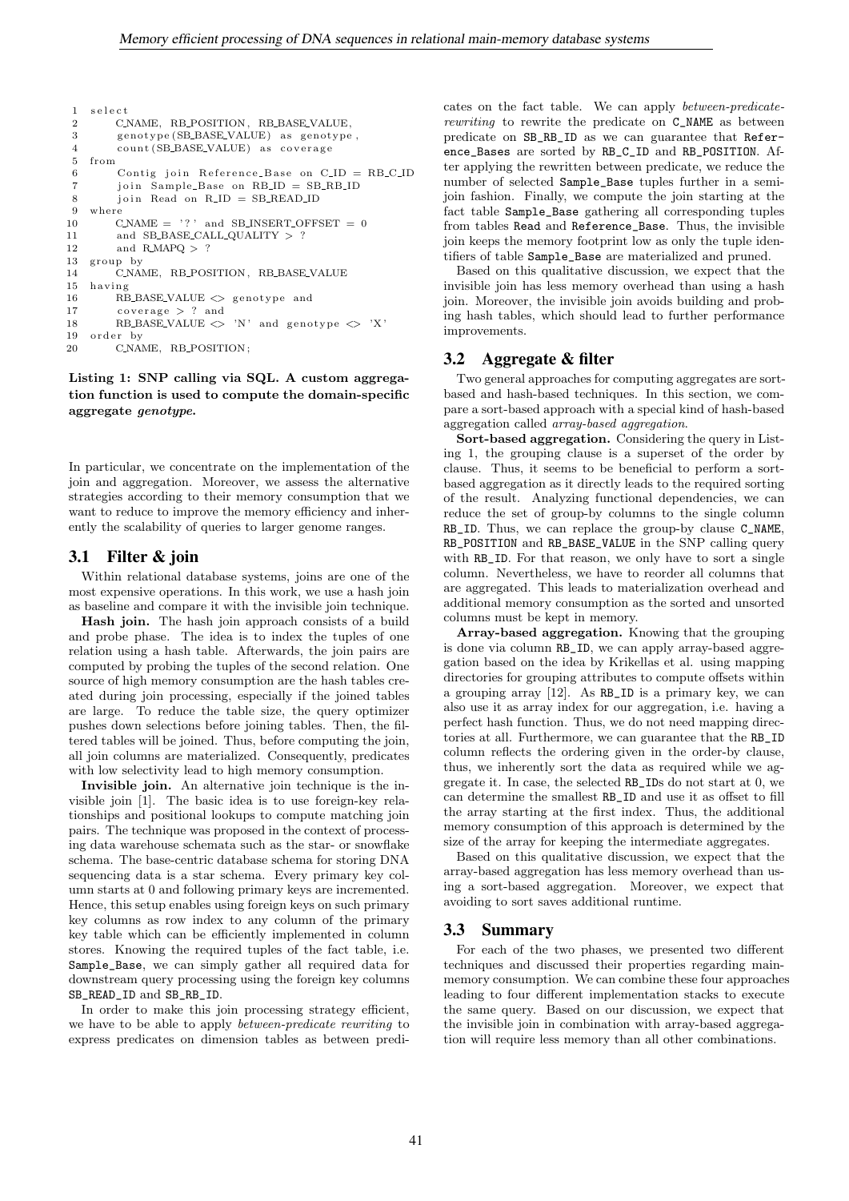```sql
1  select
2      C_NAME, RB_POSITION, RB_BASE_VALUE,
3      genotype(SB_BASE_VALUE) as genotype,
4      count(SB_BASE_VALUE) as coverage
5  from
6      Contig join Reference_Base on C_ID = RB_C_ID
7      join Sample_Base on RB_ID = SB_RB_ID
8      join Read on R_ID = SB_READ_ID
9  where
10     C_NAME = '?' and SB_INSERT_OFFSET = 0
11     and SB_BASE_CALL_QUALITY > ?
12     and R_MAPQ > ?
13 group by
14     C_NAME, RB_POSITION, RB_BASE_VALUE
15 having
16     RB_BASE_VALUE <> genotype and
17     coverage > ? and
18     RB_BASE_VALUE <> 'N' and genotype <> 'X'
19 order by
20     C_NAME, RB_POSITION;
```

**Listing 1: SNP calling via SQL. A custom aggregation function is used to compute the domain-specific aggregate *genotype*.**

In particular, we concentrate on the implementation of the join and aggregation. Moreover, we assess the alternative strategies according to their memory consumption that we want to reduce to improve the memory efficiency and inherently the scalability of queries to larger genome ranges.

## 3.1 Filter & join

Within relational database systems, joins are one of the most expensive operations. In this work, we use a hash join as baseline and compare it with the invisible join technique.

**Hash join.** The hash join approach consists of a build and probe phase. The idea is to index the tuples of one relation using a hash table. Afterwards, the join pairs are computed by probing the tuples of the second relation. One source of high memory consumption are the hash tables created during join processing, especially if the joined tables are large. To reduce the table size, the query optimizer pushes down selections before joining tables. Then, the filtered tables will be joined. Thus, before computing the join, all join columns are materialized. Consequently, predicates with low selectivity lead to high memory consumption.

**Invisible join.** An alternative join technique is the invisible join [1]. The basic idea is to use foreign-key relationships and positional lookups to compute matching join pairs. The technique was proposed in the context of processing data warehouse schemata such as the star- or snowflake schema. The base-centric database schema for storing DNA sequencing data is a star schema. Every primary key column starts at 0 and following primary keys are incremented. Hence, this setup enables using foreign keys on such primary key columns as row index to any column of the primary key table which can be efficiently implemented in column stores. Knowing the required tuples of the fact table, i.e. `Sample_Base`, we can simply gather all required data for downstream query processing using the foreign key columns `SB_READ_ID` and `SB_RB_ID`.

In order to make this join processing strategy efficient, we have to be able to apply *between-predicate rewriting* to express predicates on dimension tables as between predicates on the fact table. We can apply *between-predicate-rewriting* to rewrite the predicate on `C_NAME` as between predicate on `SB_RB_ID` as we can guarantee that `Reference_Bases` are sorted by `RB_C_ID` and `RB_POSITION`. After applying the rewritten between predicate, we reduce the number of selected `Sample_Base` tuples further in a semi-join fashion. Finally, we compute the join starting at the fact table `Sample_Base` gathering all corresponding tuples from tables `Read` and `Reference_Base`. Thus, the invisible join keeps the memory footprint low as only the tuple identifiers of table `Sample_Base` are materialized and pruned.

Based on this qualitative discussion, we expect that the invisible join has less memory overhead than using a hash join. Moreover, the invisible join avoids building and probing hash tables, which should lead to further performance improvements.

## 3.2 Aggregate & filter

Two general approaches for computing aggregates are sort-based and hash-based techniques. In this section, we compare a sort-based approach with a special kind of hash-based aggregation called *array-based aggregation*.

**Sort-based aggregation.** Considering the query in Listing 1, the grouping clause is a superset of the order by clause. Thus, it seems to be beneficial to perform a sort-based aggregation as it directly leads to the required sorting of the result. Analyzing functional dependencies, we can reduce the set of group-by columns to the single column `RB_ID`. Thus, we can replace the group-by clause `C_NAME`, `RB_POSITION` and `RB_BASE_VALUE` in the SNP calling query with `RB_ID`. For that reason, we only have to sort a single column. Nevertheless, we have to reorder all columns that are aggregated. This leads to materialization overhead and additional memory consumption as the sorted and unsorted columns must be kept in memory.

**Array-based aggregation.** Knowing that the grouping is done via column `RB_ID`, we can apply array-based aggregation based on the idea by Krikellas et al. using mapping directories for grouping attributes to compute offsets within a grouping array [12]. As `RB_ID` is a primary key, we can also use it as array index for our aggregation, i.e. having a perfect hash function. Thus, we do not need mapping directories at all. Furthermore, we can guarantee that the `RB_ID` column reflects the ordering given in the order-by clause, thus, we inherently sort the data as required while we aggregate it. In case, the selected `RB_ID`s do not start at 0, we can determine the smallest `RB_ID` and use it as offset to fill the array starting at the first index. Thus, the additional memory consumption of this approach is determined by the size of the array for keeping the intermediate aggregates.

Based on this qualitative discussion, we expect that the array-based aggregation has less memory overhead than using a sort-based aggregation. Moreover, we expect that avoiding to sort saves additional runtime.

## 3.3 Summary

For each of the two phases, we presented two different techniques and discussed their properties regarding main-memory consumption. We can combine these four approaches leading to four different implementation stacks to execute the same query. Based on our discussion, we expect that the invisible join in combination with array-based aggregation will require less memory than all other combinations.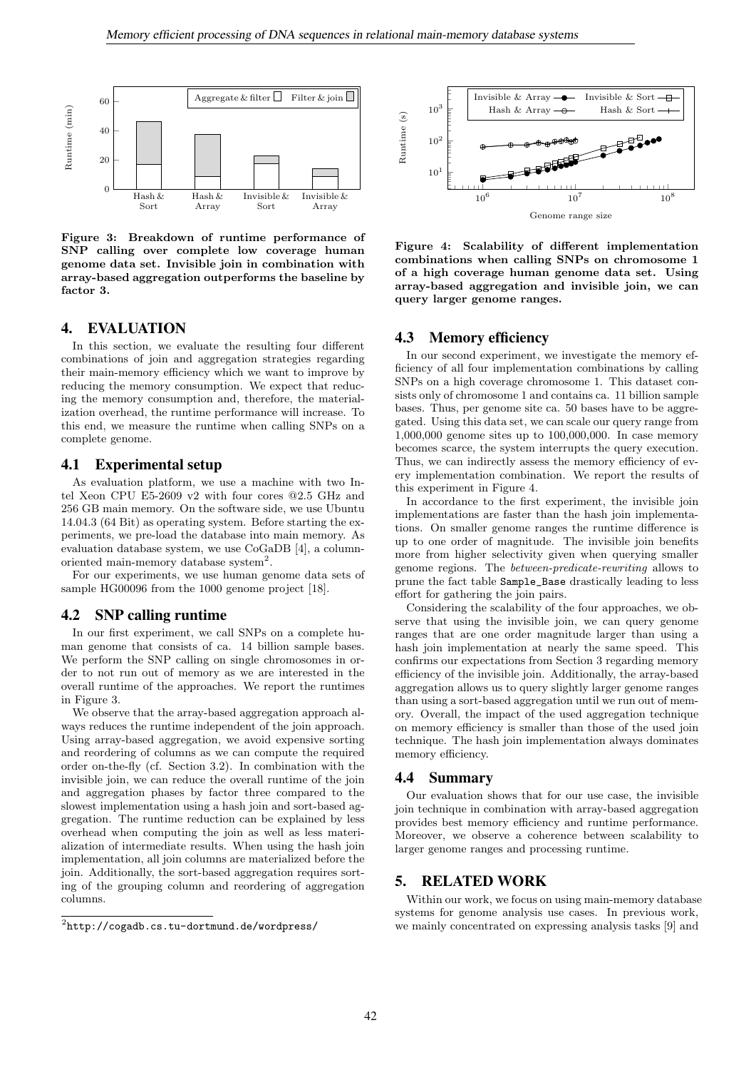**Figure 3: Breakdown of runtime performance of SNP calling over complete low coverage human genome data set. Invisible join in combination with array-based aggregation outperforms the baseline by factor 3.**

**Figure 4: Scalability of different implementation combinations when calling SNPs on chromosome 1 of a high coverage human genome data set. Using array-based aggregation and invisible join, we can query larger genome ranges.**

# 4. EVALUATION

In this section, we evaluate the resulting four different combinations of join and aggregation strategies regarding their main-memory efficiency which we want to improve by reducing the memory consumption. We expect that reducing the memory consumption and, therefore, the materialization overhead, the runtime performance will increase. To this end, we measure the runtime when calling SNPs on a complete genome.

## 4.1 Experimental setup

As evaluation platform, we use a machine with two Intel Xeon CPU E5-2609 v2 with four cores @2.5 GHz and 256 GB main memory. On the software side, we use Ubuntu 14.04.3 (64 Bit) as operating system. Before starting the experiments, we pre-load the database into main memory. As evaluation database system, we use CoGaDB [4], a column-oriented main-memory database system[2].

For our experiments, we use human genome data sets of sample HG00096 from the 1000 genome project [18].

## 4.2 SNP calling runtime

In our first experiment, we call SNPs on a complete human genome that consists of ca. 14 billion sample bases. We perform the SNP calling on single chromosomes in order to not run out of memory as we are interested in the overall runtime of the approaches. We report the runtimes in Figure 3.

We observe that the array-based aggregation approach always reduces the runtime independent of the join approach. Using array-based aggregation, we avoid expensive sorting and reordering of columns as we can compute the required order on-the-fly (cf. Section 3.2). In combination with the invisible join, we can reduce the overall runtime of the join and aggregation phases by factor three compared to the slowest implementation using a hash join and sort-based aggregation. The runtime reduction can be explained by less overhead when computing the join as well as less materialization of intermediate results. When using the hash join implementation, all join columns are materialized before the join. Additionally, the sort-based aggregation requires sorting of the grouping column and reordering of aggregation columns.

[2] http://cogadb.cs.tu-dortmund.de/wordpress/

## 4.3 Memory efficiency

In our second experiment, we investigate the memory efficiency of all four implementation combinations by calling SNPs on a high coverage chromosome 1. This dataset consists only of chromosome 1 and contains ca. 11 billion sample bases. Thus, per genome site ca. 50 bases have to be aggregated. Using this data set, we can scale our query range from 1,000,000 genome sites up to 100,000,000. In case memory becomes scarce, the system interrupts the query execution. Thus, we can indirectly assess the memory efficiency of every implementation combination. We report the results of this experiment in Figure 4.

In accordance to the first experiment, the invisible join implementations are faster than the hash join implementations. On smaller genome ranges the runtime difference is up to one order of magnitude. The invisible join benefits more from higher selectivity given when querying smaller genome regions. The *between-predicate-rewriting* allows to prune the fact table Sample_Base drastically leading to less effort for gathering the join pairs.

Considering the scalability of the four approaches, we observe that using the invisible join, we can query genome ranges that are one order magnitude larger than using a hash join implementation at nearly the same speed. This confirms our expectations from Section 3 regarding memory efficiency of the invisible join. Additionally, the array-based aggregation allows us to query slightly larger genome ranges than using a sort-based aggregation until we run out of memory. Overall, the impact of the used aggregation technique on memory efficiency is smaller than those of the used join technique. The hash join implementation always dominates memory efficiency.

## 4.4 Summary

Our evaluation shows that for our use case, the invisible join technique in combination with array-based aggregation provides best memory efficiency and runtime performance. Moreover, we observe a coherence between scalability to larger genome ranges and processing runtime.

# 5. RELATED WORK

Within our work, we focus on using main-memory database systems for genome analysis use cases. In previous work, we mainly concentrated on expressing analysis tasks [9] and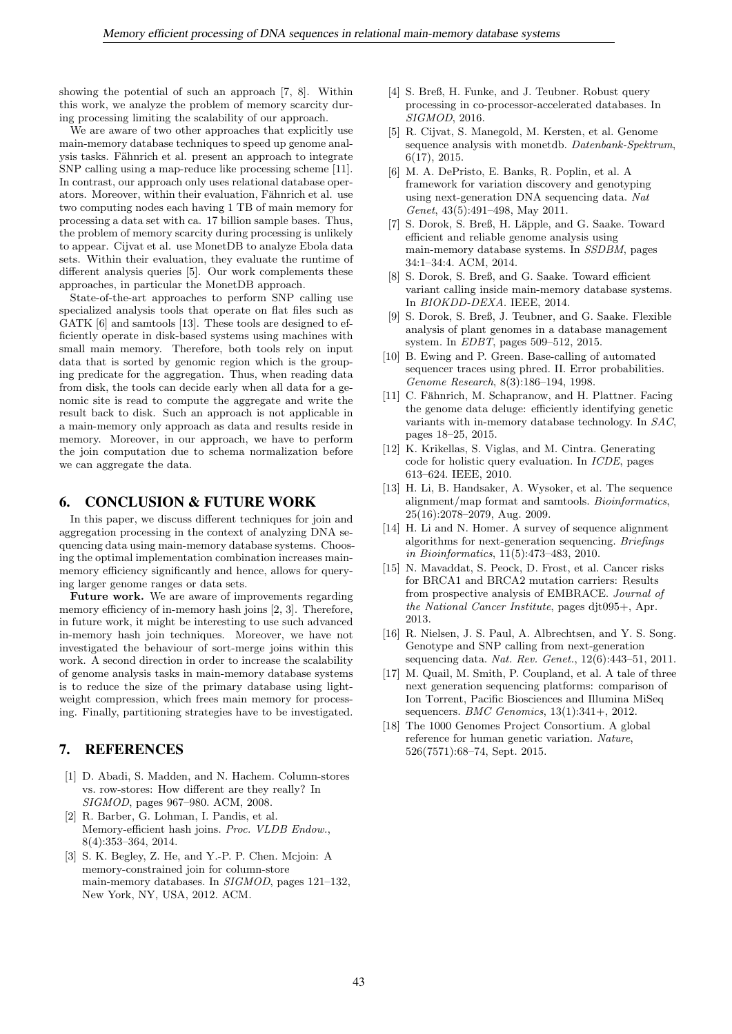showing the potential of such an approach [7, 8]. Within this work, we analyze the problem of memory scarcity during processing limiting the scalability of our approach.

We are aware of two other approaches that explicitly use main-memory database techniques to speed up genome analysis tasks. Fähnrich et al. present an approach to integrate SNP calling using a map-reduce like processing scheme [11]. In contrast, our approach only uses relational database operators. Moreover, within their evaluation, Fähnrich et al. use two computing nodes each having 1 TB of main memory for processing a data set with ca. 17 billion sample bases. Thus, the problem of memory scarcity during processing is unlikely to appear. Cijvat et al. use MonetDB to analyze Ebola data sets. Within their evaluation, they evaluate the runtime of different analysis queries [5]. Our work complements these approaches, in particular the MonetDB approach.

State-of-the-art approaches to perform SNP calling use specialized analysis tools that operate on flat files such as GATK [6] and samtools [13]. These tools are designed to efficiently operate in disk-based systems using machines with small main memory. Therefore, both tools rely on input data that is sorted by genomic region which is the grouping predicate for the aggregation. Thus, when reading data from disk, the tools can decide early when all data for a genomic site is read to compute the aggregate and write the result back to disk. Such an approach is not applicable in a main-memory only approach as data and results reside in memory. Moreover, in our approach, we have to perform the join computation due to schema normalization before we can aggregate the data.

## 6. CONCLUSION & FUTURE WORK

In this paper, we discuss different techniques for join and aggregation processing in the context of analyzing DNA sequencing data using main-memory database systems. Choosing the optimal implementation combination increases main-memory efficiency significantly and hence, allows for querying larger genome ranges or data sets.

**Future work.** We are aware of improvements regarding memory efficiency of in-memory hash joins [2, 3]. Therefore, in future work, it might be interesting to use such advanced in-memory hash join techniques. Moreover, we have not investigated the behaviour of sort-merge joins within this work. A second direction in order to increase the scalability of genome analysis tasks in main-memory database systems is to reduce the size of the primary database using lightweight compression, which frees main memory for processing. Finally, partitioning strategies have to be investigated.

## 7. REFERENCES

[1] D. Abadi, S. Madden, and N. Hachem. Column-stores vs. row-stores: How different are they really? In *SIGMOD*, pages 967–980. ACM, 2008.

[2] R. Barber, G. Lohman, I. Pandis, et al. Memory-efficient hash joins. *Proc. VLDB Endow.*, 8(4):353–364, 2014.

[3] S. K. Begley, Z. He, and Y.-P. P. Chen. Mcjoin: A memory-constrained join for column-store main-memory databases. In *SIGMOD*, pages 121–132, New York, NY, USA, 2012. ACM.

[4] S. Breß, H. Funke, and J. Teubner. Robust query processing in co-processor-accelerated databases. In *SIGMOD*, 2016.

[5] R. Cijvat, S. Manegold, M. Kersten, et al. Genome sequence analysis with monetdb. *Datenbank-Spektrum*, 6(17), 2015.

[6] M. A. DePristo, E. Banks, R. Poplin, et al. A framework for variation discovery and genotyping using next-generation DNA sequencing data. *Nat Genet*, 43(5):491–498, May 2011.

[7] S. Dorok, S. Breß, H. Läpple, and G. Saake. Toward efficient and reliable genome analysis using main-memory database systems. In *SSDBM*, pages 34:1–34:4. ACM, 2014.

[8] S. Dorok, S. Breß, and G. Saake. Toward efficient variant calling inside main-memory database systems. In *BIOKDD-DEXA*. IEEE, 2014.

[9] S. Dorok, S. Breß, J. Teubner, and G. Saake. Flexible analysis of plant genomes in a database management system. In *EDBT*, pages 509–512, 2015.

[10] B. Ewing and P. Green. Base-calling of automated sequencer traces using phred. II. Error probabilities. *Genome Research*, 8(3):186–194, 1998.

[11] C. Fähnrich, M. Schapranow, and H. Plattner. Facing the genome data deluge: efficiently identifying genetic variants with in-memory database technology. In *SAC*, pages 18–25, 2015.

[12] K. Krikellas, S. Viglas, and M. Cintra. Generating code for holistic query evaluation. In *ICDE*, pages 613–624. IEEE, 2010.

[13] H. Li, B. Handsaker, A. Wysoker, et al. The sequence alignment/map format and samtools. *Bioinformatics*, 25(16):2078–2079, Aug. 2009.

[14] H. Li and N. Homer. A survey of sequence alignment algorithms for next-generation sequencing. *Briefings in Bioinformatics*, 11(5):473–483, 2010.

[15] N. Mavaddat, S. Peock, D. Frost, et al. Cancer risks for BRCA1 and BRCA2 mutation carriers: Results from prospective analysis of EMBRACE. *Journal of the National Cancer Institute*, pages djt095+, Apr. 2013.

[16] R. Nielsen, J. S. Paul, A. Albrechtsen, and Y. S. Song. Genotype and SNP calling from next-generation sequencing data. *Nat. Rev. Genet.*, 12(6):443–51, 2011.

[17] M. Quail, M. Smith, P. Coupland, et al. A tale of three next generation sequencing platforms: comparison of Ion Torrent, Pacific Biosciences and Illumina MiSeq sequencers. *BMC Genomics*, 13(1):341+, 2012.

[18] The 1000 Genomes Project Consortium. A global reference for human genetic variation. *Nature*, 526(7571):68–74, Sept. 2015.